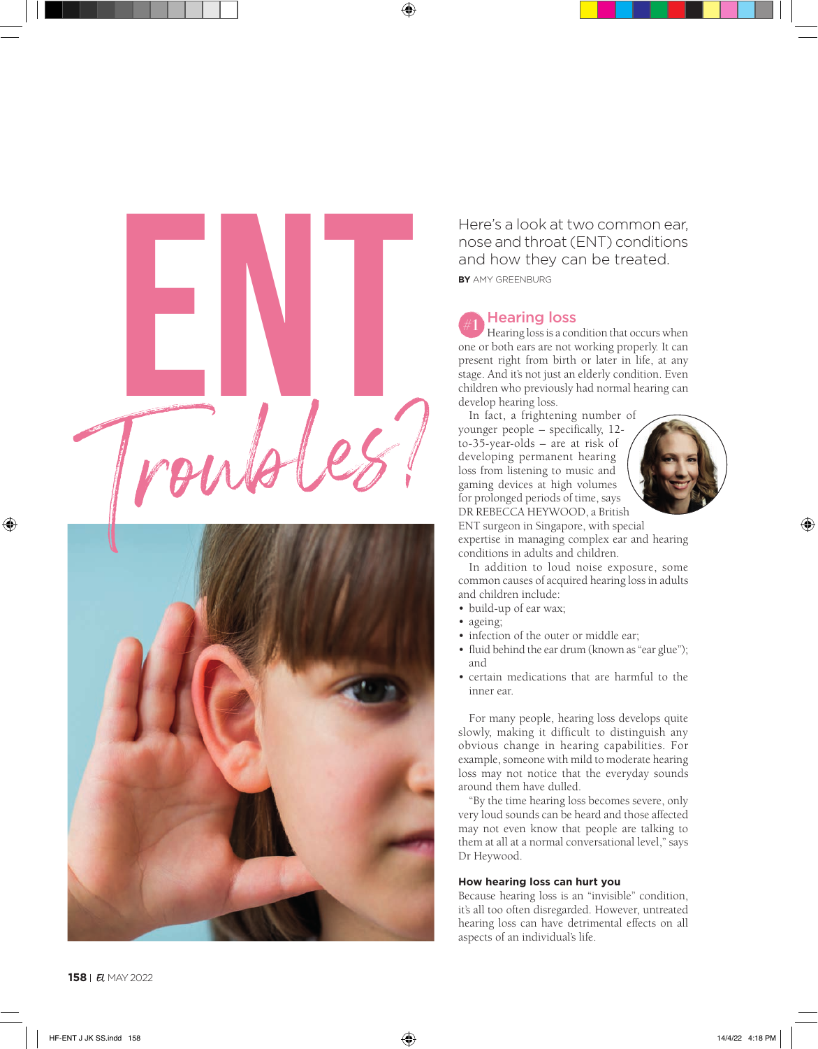# ENT Troubles?

Here's a look at two common ear, nose and throat (ENT) conditions and how they can be treated.

**BY** AMY GREENBURG

## #1 Hearing loss

Hearing loss is a condition that occurs when one or both ears are not working properly. It can present right from birth or later in life, at any stage. And it's not just an elderly condition. Even children who previously had normal hearing can develop hearing loss.

In fact, a frightening number of younger people – specifically, 12-to-35-year-olds – are at risk of developing permanent hearing loss from listening to music and gaming devices at high volumes for prolonged periods of time, says DR REBECCA HEYWOOD, a British ENT surgeon in Singapore, with special expertise in managing complex ear and hearing conditions in adults and children.

In addition to loud noise exposure, some common causes of acquired hearing loss in adults and children include:

- build-up of ear wax;
- ageing;
- infection of the outer or middle ear;
- fluid behind the ear drum (known as "ear glue"); and
- certain medications that are harmful to the inner ear.

For many people, hearing loss develops quite slowly, making it difficult to distinguish any obvious change in hearing capabilities. For example, someone with mild to moderate hearing loss may not notice that the everyday sounds around them have dulled.

"By the time hearing loss becomes severe, only very loud sounds can be heard and those affected may not even know that people are talking to them at all at a normal conversational level," says Dr Heywood.

### How hearing loss can hurt you

Because hearing loss is an "invisible" condition, it's all too often disregarded. However, untreated hearing loss can have detrimental effects on all aspects of an individual's life.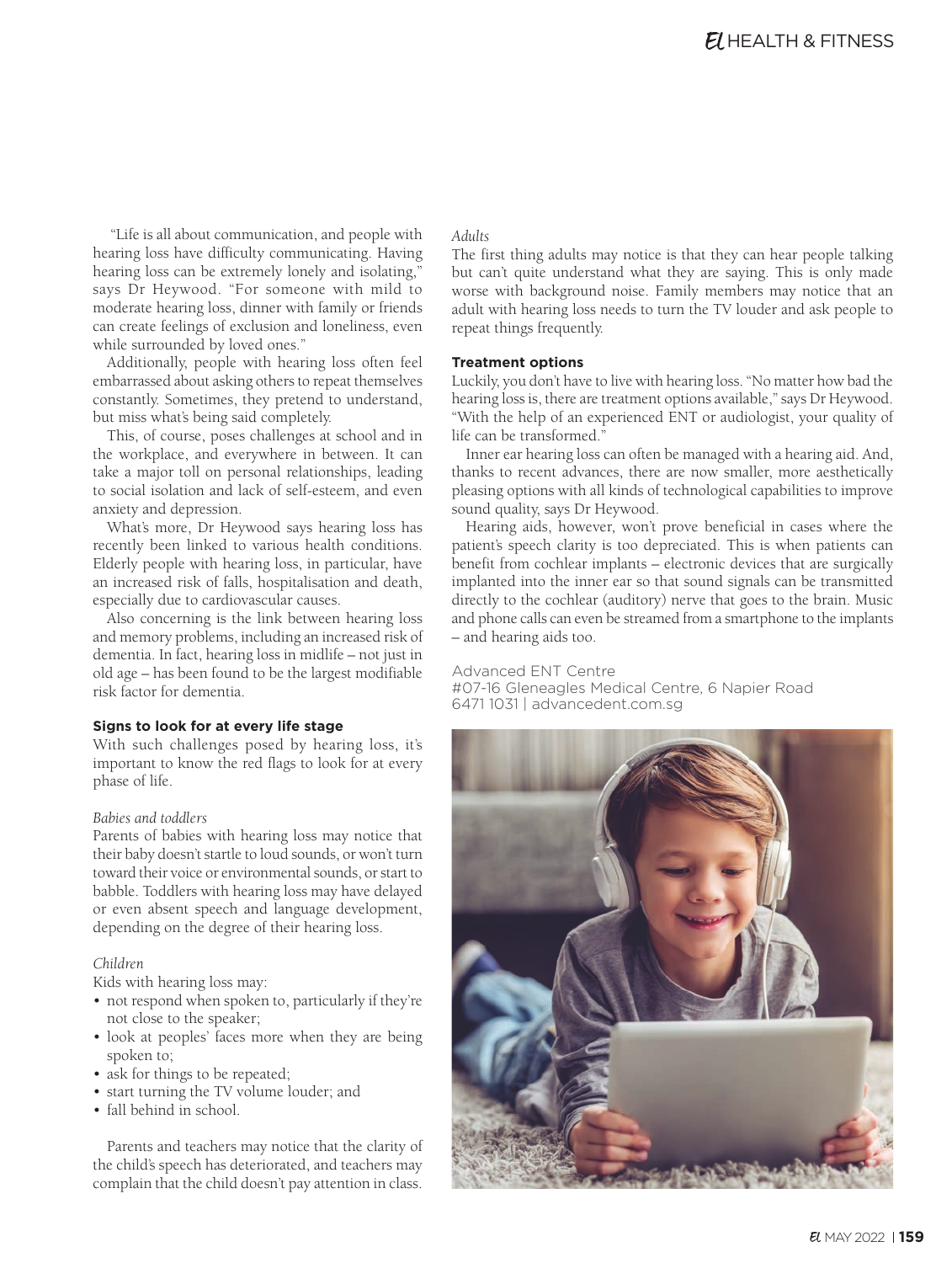"Life is all about communication, and people with hearing loss have difficulty communicating. Having hearing loss can be extremely lonely and isolating," says Dr Heywood. "For someone with mild to moderate hearing loss, dinner with family or friends can create feelings of exclusion and loneliness, even while surrounded by loved ones."

Additionally, people with hearing loss often feel embarrassed about asking others to repeat themselves constantly. Sometimes, they pretend to understand, but miss what's being said completely.

This, of course, poses challenges at school and in the workplace, and everywhere in between. It can take a major toll on personal relationships, leading to social isolation and lack of self-esteem, and even anxiety and depression.

What's more, Dr Heywood says hearing loss has recently been linked to various health conditions. Elderly people with hearing loss, in particular, have an increased risk of falls, hospitalisation and death, especially due to cardiovascular causes.

Also concerning is the link between hearing loss and memory problems, including an increased risk of dementia. In fact, hearing loss in midlife – not just in old age – has been found to be the largest modifiable risk factor for dementia.

**Signs to look for at every life stage**

With such challenges posed by hearing loss, it's important to know the red flags to look for at every phase of life.

*Babies and toddlers*

Parents of babies with hearing loss may notice that their baby doesn't startle to loud sounds, or won't turn toward their voice or environmental sounds, or start to babble. Toddlers with hearing loss may have delayed or even absent speech and language development, depending on the degree of their hearing loss.

*Children*

Kids with hearing loss may:

- not respond when spoken to, particularly if they're not close to the speaker;
- look at peoples' faces more when they are being spoken to;
- ask for things to be repeated;
- start turning the TV volume louder; and
- fall behind in school.

Parents and teachers may notice that the clarity of the child's speech has deteriorated, and teachers may complain that the child doesn't pay attention in class.

*Adults*

The first thing adults may notice is that they can hear people talking but can't quite understand what they are saying. This is only made worse with background noise. Family members may notice that an adult with hearing loss needs to turn the TV louder and ask people to repeat things frequently.

**Treatment options**

Luckily, you don't have to live with hearing loss. "No matter how bad the hearing loss is, there are treatment options available," says Dr Heywood. "With the help of an experienced ENT or audiologist, your quality of life can be transformed."

Inner ear hearing loss can often be managed with a hearing aid. And, thanks to recent advances, there are now smaller, more aesthetically pleasing options with all kinds of technological capabilities to improve sound quality, says Dr Heywood.

Hearing aids, however, won't prove beneficial in cases where the patient's speech clarity is too depreciated. This is when patients can benefit from cochlear implants – electronic devices that are surgically implanted into the inner ear so that sound signals can be transmitted directly to the cochlear (auditory) nerve that goes to the brain. Music and phone calls can even be streamed from a smartphone to the implants – and hearing aids too.

Advanced ENT Centre
#07-16 Gleneagles Medical Centre, 6 Napier Road
6471 1031 | advancedent.com.sg